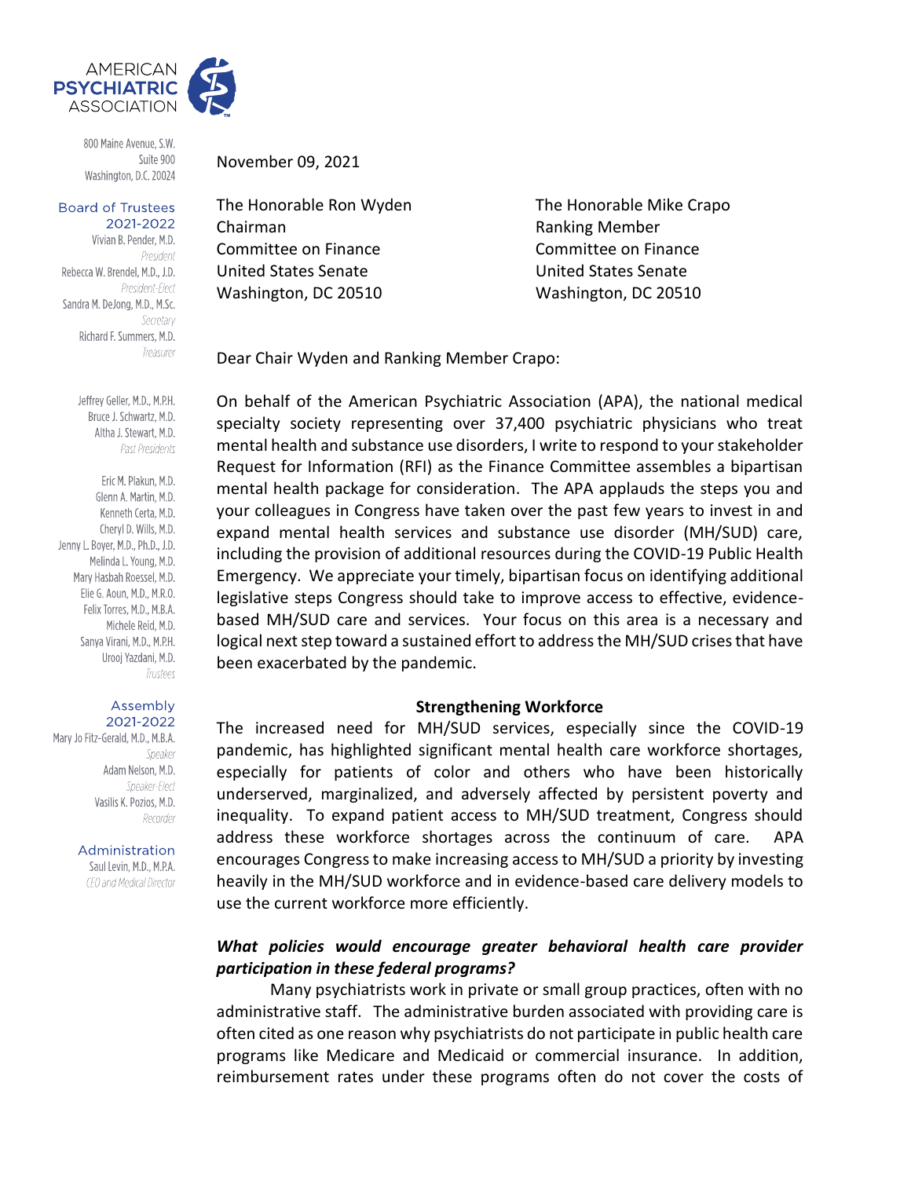AMERICAN
**PSYCHIATRIC**
ASSOCIATION

800 Maine Avenue, S.W.
Suite 900
Washington, D.C. 20024

**Board of Trustees 2021-2022**

Vivian B. Pender, M.D.
*President*
Rebecca W. Brendel, M.D., J.D.
*President-Elect*
Sandra M. DeJong, M.D., M.Sc.
*Secretary*
Richard F. Summers, M.D.
*Treasurer*

Jeffrey Geller, M.D., M.P.H.
Bruce J. Schwartz, M.D.
Altha J. Stewart, M.D.
*Past Presidents*

Eric M. Plakun, M.D.
Glenn A. Martin, M.D.
Kenneth Certa, M.D.
Cheryl D. Wills, M.D.
Jenny L. Boyer, M.D., Ph.D., J.D.
Melinda L. Young, M.D.
Mary Hasbah Roessel, M.D.
Elie G. Aoun, M.D., M.R.O.
Felix Torres, M.D., M.B.A.
Michele Reid, M.D.
Sanya Virani, M.D., M.P.H.
Urooj Yazdani, M.D.
*Trustees*

**Assembly 2021-2022**

Mary Jo Fitz-Gerald, M.D., M.B.A.
*Speaker*
Adam Nelson, M.D.
*Speaker-Elect*
Vasilis K. Pozios, M.D.
*Recorder*

**Administration**

Saul Levin, M.D., M.P.A.
*CEO and Medical Director*

November 09, 2021

The Honorable Ron Wyden
Chairman
Committee on Finance
United States Senate
Washington, DC 20510

The Honorable Mike Crapo
Ranking Member
Committee on Finance
United States Senate
Washington, DC 20510

Dear Chair Wyden and Ranking Member Crapo:

On behalf of the American Psychiatric Association (APA), the national medical specialty society representing over 37,400 psychiatric physicians who treat mental health and substance use disorders, I write to respond to your stakeholder Request for Information (RFI) as the Finance Committee assembles a bipartisan mental health package for consideration. The APA applauds the steps you and your colleagues in Congress have taken over the past few years to invest in and expand mental health services and substance use disorder (MH/SUD) care, including the provision of additional resources during the COVID-19 Public Health Emergency. We appreciate your timely, bipartisan focus on identifying additional legislative steps Congress should take to improve access to effective, evidence-based MH/SUD care and services. Your focus on this area is a necessary and logical next step toward a sustained effort to address the MH/SUD crises that have been exacerbated by the pandemic.

**Strengthening Workforce**

The increased need for MH/SUD services, especially since the COVID-19 pandemic, has highlighted significant mental health care workforce shortages, especially for patients of color and others who have been historically underserved, marginalized, and adversely affected by persistent poverty and inequality. To expand patient access to MH/SUD treatment, Congress should address these workforce shortages across the continuum of care. APA encourages Congress to make increasing access to MH/SUD a priority by investing heavily in the MH/SUD workforce and in evidence-based care delivery models to use the current workforce more efficiently.

***What policies would encourage greater behavioral health care provider participation in these federal programs?***

Many psychiatrists work in private or small group practices, often with no administrative staff. The administrative burden associated with providing care is often cited as one reason why psychiatrists do not participate in public health care programs like Medicare and Medicaid or commercial insurance. In addition, reimbursement rates under these programs often do not cover the costs of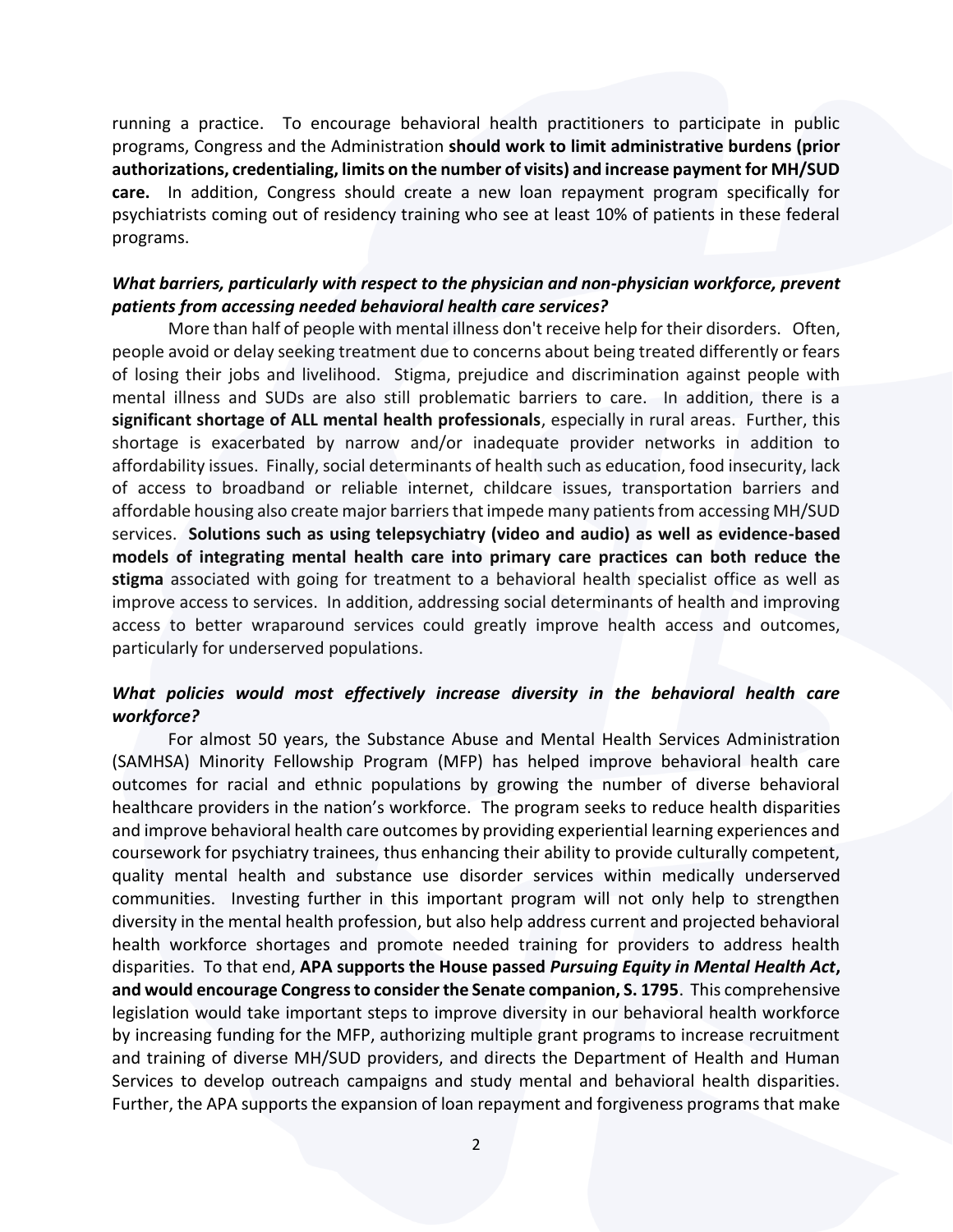running a practice. To encourage behavioral health practitioners to participate in public programs, Congress and the Administration **should work to limit administrative burdens (prior authorizations, credentialing, limits on the number of visits) and increase payment for MH/SUD care.** In addition, Congress should create a new loan repayment program specifically for psychiatrists coming out of residency training who see at least 10% of patients in these federal programs.

***What barriers, particularly with respect to the physician and non-physician workforce, prevent patients from accessing needed behavioral health care services?***

More than half of people with mental illness don't receive help for their disorders. Often, people avoid or delay seeking treatment due to concerns about being treated differently or fears of losing their jobs and livelihood. Stigma, prejudice and discrimination against people with mental illness and SUDs are also still problematic barriers to care. In addition, there is a **significant shortage of ALL mental health professionals**, especially in rural areas. Further, this shortage is exacerbated by narrow and/or inadequate provider networks in addition to affordability issues. Finally, social determinants of health such as education, food insecurity, lack of access to broadband or reliable internet, childcare issues, transportation barriers and affordable housing also create major barriers that impede many patients from accessing MH/SUD services. **Solutions such as using telepsychiatry (video and audio) as well as evidence-based models of integrating mental health care into primary care practices can both reduce the stigma** associated with going for treatment to a behavioral health specialist office as well as improve access to services. In addition, addressing social determinants of health and improving access to better wraparound services could greatly improve health access and outcomes, particularly for underserved populations.

***What policies would most effectively increase diversity in the behavioral health care workforce?***

For almost 50 years, the Substance Abuse and Mental Health Services Administration (SAMHSA) Minority Fellowship Program (MFP) has helped improve behavioral health care outcomes for racial and ethnic populations by growing the number of diverse behavioral healthcare providers in the nation's workforce. The program seeks to reduce health disparities and improve behavioral health care outcomes by providing experiential learning experiences and coursework for psychiatry trainees, thus enhancing their ability to provide culturally competent, quality mental health and substance use disorder services within medically underserved communities. Investing further in this important program will not only help to strengthen diversity in the mental health profession, but also help address current and projected behavioral health workforce shortages and promote needed training for providers to address health disparities. To that end, **APA supports the House passed *Pursuing Equity in Mental Health Act*, and would encourage Congress to consider the Senate companion, S. 1795**. This comprehensive legislation would take important steps to improve diversity in our behavioral health workforce by increasing funding for the MFP, authorizing multiple grant programs to increase recruitment and training of diverse MH/SUD providers, and directs the Department of Health and Human Services to develop outreach campaigns and study mental and behavioral health disparities. Further, the APA supports the expansion of loan repayment and forgiveness programs that make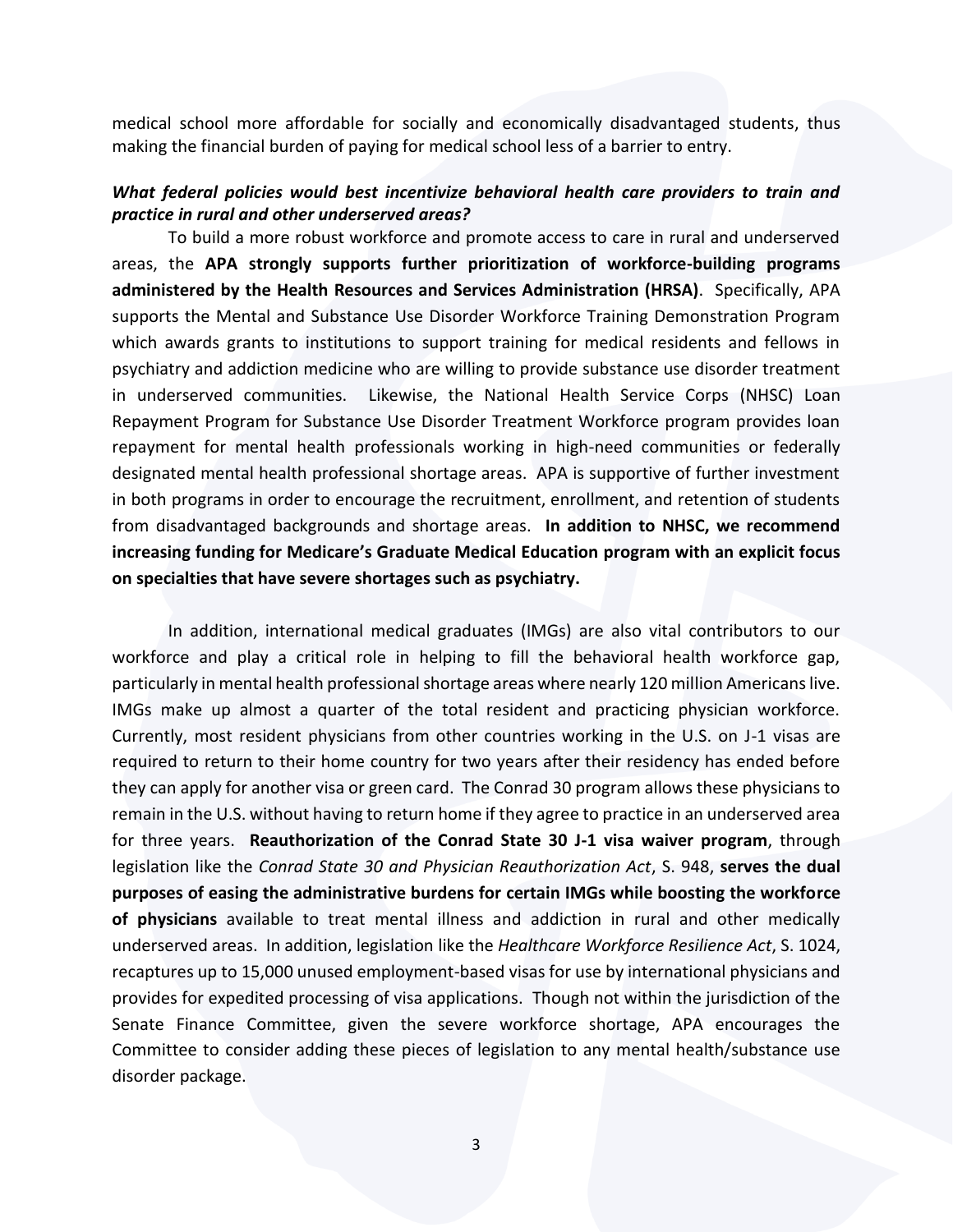medical school more affordable for socially and economically disadvantaged students, thus making the financial burden of paying for medical school less of a barrier to entry.

***What federal policies would best incentivize behavioral health care providers to train and practice in rural and other underserved areas?***

To build a more robust workforce and promote access to care in rural and underserved areas, the **APA strongly supports further prioritization of workforce-building programs administered by the Health Resources and Services Administration (HRSA)**. Specifically, APA supports the Mental and Substance Use Disorder Workforce Training Demonstration Program which awards grants to institutions to support training for medical residents and fellows in psychiatry and addiction medicine who are willing to provide substance use disorder treatment in underserved communities. Likewise, the National Health Service Corps (NHSC) Loan Repayment Program for Substance Use Disorder Treatment Workforce program provides loan repayment for mental health professionals working in high-need communities or federally designated mental health professional shortage areas. APA is supportive of further investment in both programs in order to encourage the recruitment, enrollment, and retention of students from disadvantaged backgrounds and shortage areas. **In addition to NHSC, we recommend increasing funding for Medicare's Graduate Medical Education program with an explicit focus on specialties that have severe shortages such as psychiatry.**

In addition, international medical graduates (IMGs) are also vital contributors to our workforce and play a critical role in helping to fill the behavioral health workforce gap, particularly in mental health professional shortage areas where nearly 120 million Americans live. IMGs make up almost a quarter of the total resident and practicing physician workforce. Currently, most resident physicians from other countries working in the U.S. on J-1 visas are required to return to their home country for two years after their residency has ended before they can apply for another visa or green card. The Conrad 30 program allows these physicians to remain in the U.S. without having to return home if they agree to practice in an underserved area for three years. **Reauthorization of the Conrad State 30 J-1 visa waiver program**, through legislation like the *Conrad State 30 and Physician Reauthorization Act*, S. 948, **serves the dual purposes of easing the administrative burdens for certain IMGs while boosting the workforce of physicians** available to treat mental illness and addiction in rural and other medically underserved areas. In addition, legislation like the *Healthcare Workforce Resilience Act*, S. 1024, recaptures up to 15,000 unused employment-based visas for use by international physicians and provides for expedited processing of visa applications. Though not within the jurisdiction of the Senate Finance Committee, given the severe workforce shortage, APA encourages the Committee to consider adding these pieces of legislation to any mental health/substance use disorder package.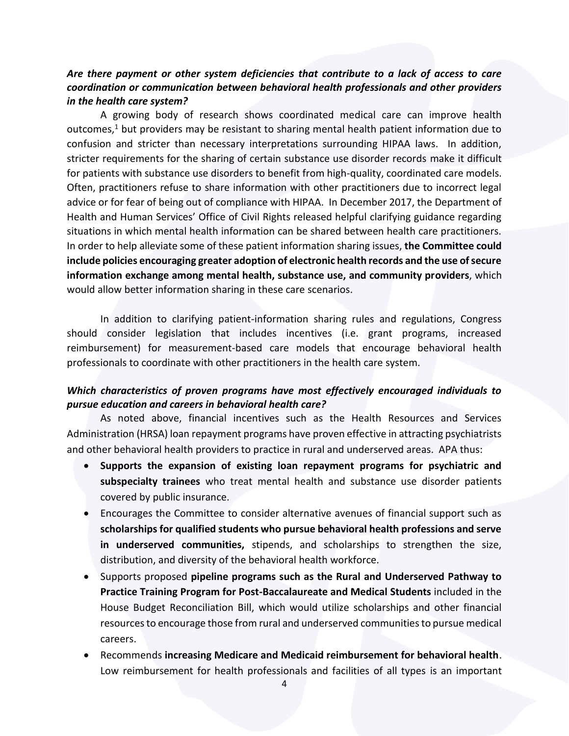***Are there payment or other system deficiencies that contribute to a lack of access to care coordination or communication between behavioral health professionals and other providers in the health care system?***

A growing body of research shows coordinated medical care can improve health outcomes,[1] but providers may be resistant to sharing mental health patient information due to confusion and stricter than necessary interpretations surrounding HIPAA laws. In addition, stricter requirements for the sharing of certain substance use disorder records make it difficult for patients with substance use disorders to benefit from high-quality, coordinated care models. Often, practitioners refuse to share information with other practitioners due to incorrect legal advice or for fear of being out of compliance with HIPAA. In December 2017, the Department of Health and Human Services' Office of Civil Rights released helpful clarifying guidance regarding situations in which mental health information can be shared between health care practitioners. In order to help alleviate some of these patient information sharing issues, **the Committee could include policies encouraging greater adoption of electronic health records and the use of secure information exchange among mental health, substance use, and community providers**, which would allow better information sharing in these care scenarios.

In addition to clarifying patient-information sharing rules and regulations, Congress should consider legislation that includes incentives (i.e. grant programs, increased reimbursement) for measurement-based care models that encourage behavioral health professionals to coordinate with other practitioners in the health care system.

***Which characteristics of proven programs have most effectively encouraged individuals to pursue education and careers in behavioral health care?***

As noted above, financial incentives such as the Health Resources and Services Administration (HRSA) loan repayment programs have proven effective in attracting psychiatrists and other behavioral health providers to practice in rural and underserved areas. APA thus:

- **Supports the expansion of existing loan repayment programs for psychiatric and subspecialty trainees** who treat mental health and substance use disorder patients covered by public insurance.
- Encourages the Committee to consider alternative avenues of financial support such as **scholarships for qualified students who pursue behavioral health professions and serve in underserved communities,** stipends, and scholarships to strengthen the size, distribution, and diversity of the behavioral health workforce.
- Supports proposed **pipeline programs such as the Rural and Underserved Pathway to Practice Training Program for Post-Baccalaureate and Medical Students** included in the House Budget Reconciliation Bill, which would utilize scholarships and other financial resources to encourage those from rural and underserved communities to pursue medical careers.
- Recommends **increasing Medicare and Medicaid reimbursement for behavioral health**. Low reimbursement for health professionals and facilities of all types is an important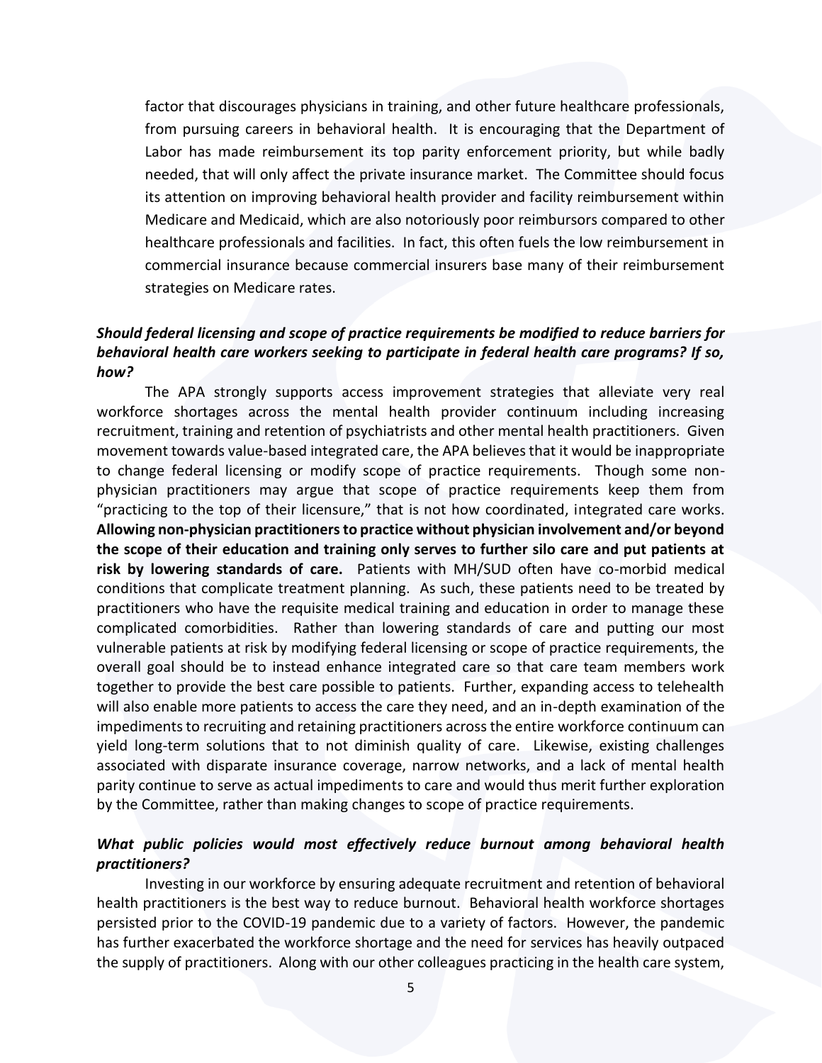factor that discourages physicians in training, and other future healthcare professionals, from pursuing careers in behavioral health. It is encouraging that the Department of Labor has made reimbursement its top parity enforcement priority, but while badly needed, that will only affect the private insurance market. The Committee should focus its attention on improving behavioral health provider and facility reimbursement within Medicare and Medicaid, which are also notoriously poor reimbursors compared to other healthcare professionals and facilities. In fact, this often fuels the low reimbursement in commercial insurance because commercial insurers base many of their reimbursement strategies on Medicare rates.

***Should federal licensing and scope of practice requirements be modified to reduce barriers for behavioral health care workers seeking to participate in federal health care programs? If so, how?***

The APA strongly supports access improvement strategies that alleviate very real workforce shortages across the mental health provider continuum including increasing recruitment, training and retention of psychiatrists and other mental health practitioners. Given movement towards value-based integrated care, the APA believes that it would be inappropriate to change federal licensing or modify scope of practice requirements. Though some non-physician practitioners may argue that scope of practice requirements keep them from "practicing to the top of their licensure," that is not how coordinated, integrated care works. **Allowing non-physician practitioners to practice without physician involvement and/or beyond the scope of their education and training only serves to further silo care and put patients at risk by lowering standards of care.** Patients with MH/SUD often have co-morbid medical conditions that complicate treatment planning. As such, these patients need to be treated by practitioners who have the requisite medical training and education in order to manage these complicated comorbidities. Rather than lowering standards of care and putting our most vulnerable patients at risk by modifying federal licensing or scope of practice requirements, the overall goal should be to instead enhance integrated care so that care team members work together to provide the best care possible to patients. Further, expanding access to telehealth will also enable more patients to access the care they need, and an in-depth examination of the impediments to recruiting and retaining practitioners across the entire workforce continuum can yield long-term solutions that to not diminish quality of care. Likewise, existing challenges associated with disparate insurance coverage, narrow networks, and a lack of mental health parity continue to serve as actual impediments to care and would thus merit further exploration by the Committee, rather than making changes to scope of practice requirements.

***What public policies would most effectively reduce burnout among behavioral health practitioners?***

Investing in our workforce by ensuring adequate recruitment and retention of behavioral health practitioners is the best way to reduce burnout. Behavioral health workforce shortages persisted prior to the COVID-19 pandemic due to a variety of factors. However, the pandemic has further exacerbated the workforce shortage and the need for services has heavily outpaced the supply of practitioners. Along with our other colleagues practicing in the health care system,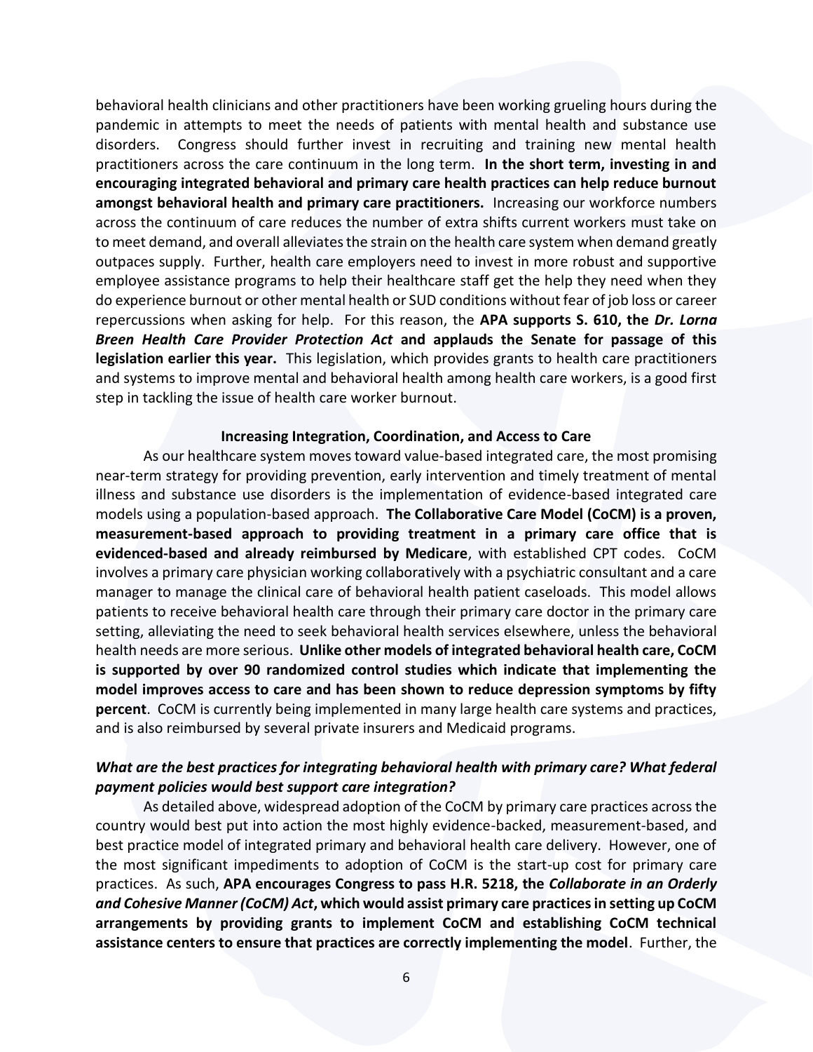behavioral health clinicians and other practitioners have been working grueling hours during the pandemic in attempts to meet the needs of patients with mental health and substance use disorders. Congress should further invest in recruiting and training new mental health practitioners across the care continuum in the long term. **In the short term, investing in and encouraging integrated behavioral and primary care health practices can help reduce burnout amongst behavioral health and primary care practitioners.** Increasing our workforce numbers across the continuum of care reduces the number of extra shifts current workers must take on to meet demand, and overall alleviates the strain on the health care system when demand greatly outpaces supply. Further, health care employers need to invest in more robust and supportive employee assistance programs to help their healthcare staff get the help they need when they do experience burnout or other mental health or SUD conditions without fear of job loss or career repercussions when asking for help. For this reason, the **APA supports S. 610, the *Dr. Lorna Breen Health Care Provider Protection Act* and applauds the Senate for passage of this legislation earlier this year.** This legislation, which provides grants to health care practitioners and systems to improve mental and behavioral health among health care workers, is a good first step in tackling the issue of health care worker burnout.

### Increasing Integration, Coordination, and Access to Care

As our healthcare system moves toward value-based integrated care, the most promising near-term strategy for providing prevention, early intervention and timely treatment of mental illness and substance use disorders is the implementation of evidence-based integrated care models using a population-based approach. **The Collaborative Care Model (CoCM) is a proven, measurement-based approach to providing treatment in a primary care office that is evidenced-based and already reimbursed by Medicare**, with established CPT codes. CoCM involves a primary care physician working collaboratively with a psychiatric consultant and a care manager to manage the clinical care of behavioral health patient caseloads. This model allows patients to receive behavioral health care through their primary care doctor in the primary care setting, alleviating the need to seek behavioral health services elsewhere, unless the behavioral health needs are more serious. **Unlike other models of integrated behavioral health care, CoCM is supported by over 90 randomized control studies which indicate that implementing the model improves access to care and has been shown to reduce depression symptoms by fifty percent**. CoCM is currently being implemented in many large health care systems and practices, and is also reimbursed by several private insurers and Medicaid programs.

***What are the best practices for integrating behavioral health with primary care? What federal payment policies would best support care integration?***

As detailed above, widespread adoption of the CoCM by primary care practices across the country would best put into action the most highly evidence-backed, measurement-based, and best practice model of integrated primary and behavioral health care delivery. However, one of the most significant impediments to adoption of CoCM is the start-up cost for primary care practices. As such, **APA encourages Congress to pass H.R. 5218, the *Collaborate in an Orderly and Cohesive Manner (CoCM) Act*, which would assist primary care practices in setting up CoCM arrangements by providing grants to implement CoCM and establishing CoCM technical assistance centers to ensure that practices are correctly implementing the model**. Further, the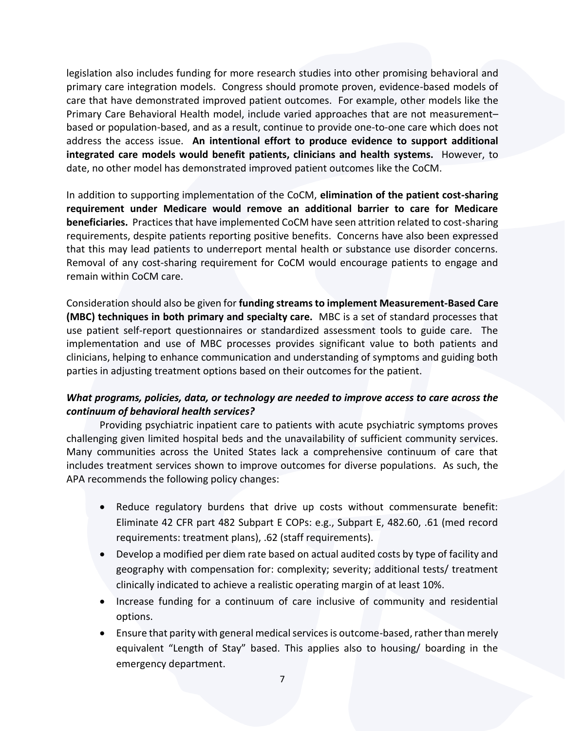legislation also includes funding for more research studies into other promising behavioral and primary care integration models. Congress should promote proven, evidence-based models of care that have demonstrated improved patient outcomes. For example, other models like the Primary Care Behavioral Health model, include varied approaches that are not measurement–based or population-based, and as a result, continue to provide one-to-one care which does not address the access issue. **An intentional effort to produce evidence to support additional integrated care models would benefit patients, clinicians and health systems.** However, to date, no other model has demonstrated improved patient outcomes like the CoCM.

In addition to supporting implementation of the CoCM, **elimination of the patient cost-sharing requirement under Medicare would remove an additional barrier to care for Medicare beneficiaries.** Practices that have implemented CoCM have seen attrition related to cost-sharing requirements, despite patients reporting positive benefits. Concerns have also been expressed that this may lead patients to underreport mental health or substance use disorder concerns. Removal of any cost-sharing requirement for CoCM would encourage patients to engage and remain within CoCM care.

Consideration should also be given for **funding streams to implement Measurement-Based Care (MBC) techniques in both primary and specialty care.** MBC is a set of standard processes that use patient self-report questionnaires or standardized assessment tools to guide care. The implementation and use of MBC processes provides significant value to both patients and clinicians, helping to enhance communication and understanding of symptoms and guiding both parties in adjusting treatment options based on their outcomes for the patient.

***What programs, policies, data, or technology are needed to improve access to care across the continuum of behavioral health services?***

Providing psychiatric inpatient care to patients with acute psychiatric symptoms proves challenging given limited hospital beds and the unavailability of sufficient community services. Many communities across the United States lack a comprehensive continuum of care that includes treatment services shown to improve outcomes for diverse populations. As such, the APA recommends the following policy changes:

- Reduce regulatory burdens that drive up costs without commensurate benefit: Eliminate 42 CFR part 482 Subpart E COPs: e.g., Subpart E, 482.60, .61 (med record requirements: treatment plans), .62 (staff requirements).
- Develop a modified per diem rate based on actual audited costs by type of facility and geography with compensation for: complexity; severity; additional tests/ treatment clinically indicated to achieve a realistic operating margin of at least 10%.
- Increase funding for a continuum of care inclusive of community and residential options.
- Ensure that parity with general medical services is outcome-based, rather than merely equivalent "Length of Stay" based. This applies also to housing/ boarding in the emergency department.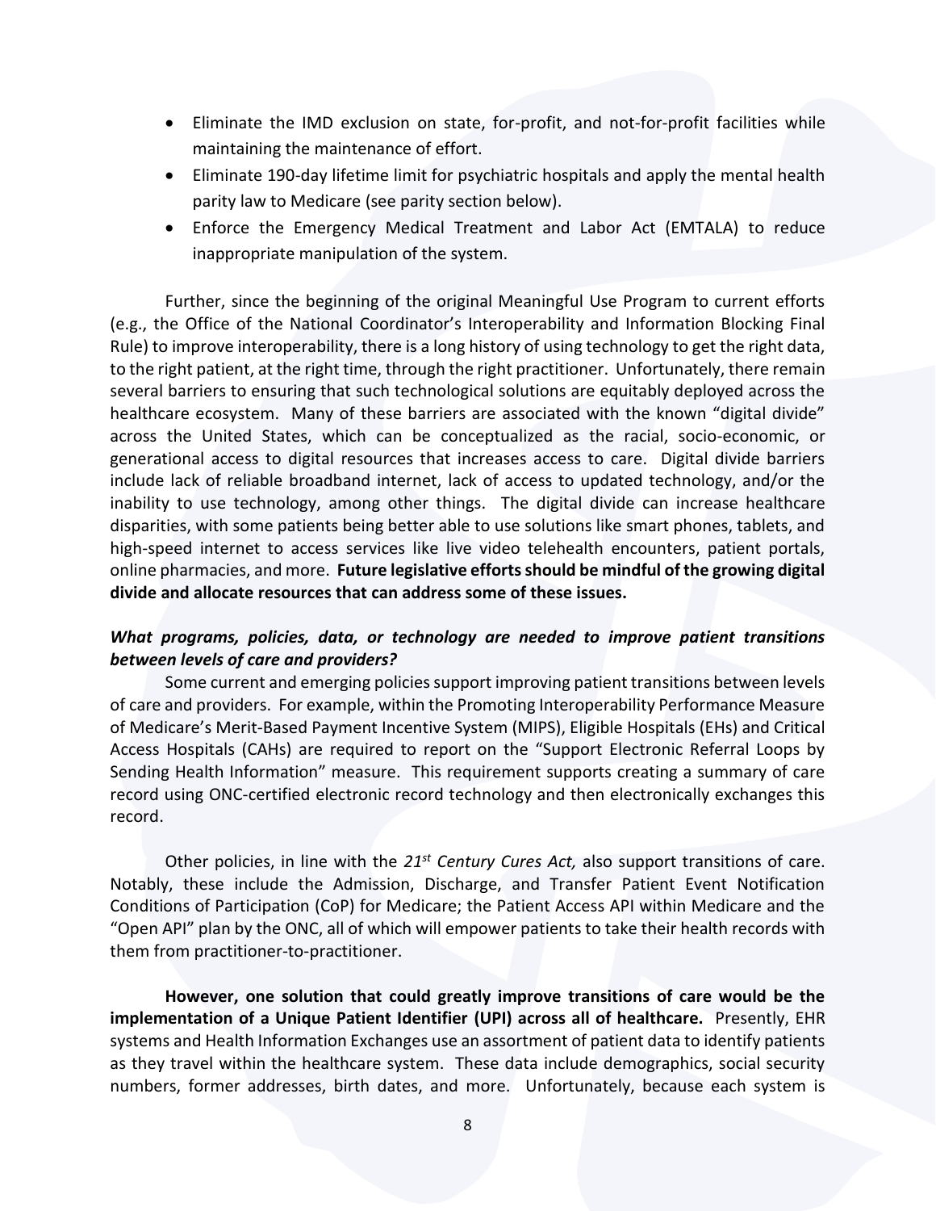- Eliminate the IMD exclusion on state, for-profit, and not-for-profit facilities while maintaining the maintenance of effort.
- Eliminate 190-day lifetime limit for psychiatric hospitals and apply the mental health parity law to Medicare (see parity section below).
- Enforce the Emergency Medical Treatment and Labor Act (EMTALA) to reduce inappropriate manipulation of the system.

Further, since the beginning of the original Meaningful Use Program to current efforts (e.g., the Office of the National Coordinator's Interoperability and Information Blocking Final Rule) to improve interoperability, there is a long history of using technology to get the right data, to the right patient, at the right time, through the right practitioner. Unfortunately, there remain several barriers to ensuring that such technological solutions are equitably deployed across the healthcare ecosystem. Many of these barriers are associated with the known "digital divide" across the United States, which can be conceptualized as the racial, socio-economic, or generational access to digital resources that increases access to care. Digital divide barriers include lack of reliable broadband internet, lack of access to updated technology, and/or the inability to use technology, among other things. The digital divide can increase healthcare disparities, with some patients being better able to use solutions like smart phones, tablets, and high-speed internet to access services like live video telehealth encounters, patient portals, online pharmacies, and more. **Future legislative efforts should be mindful of the growing digital divide and allocate resources that can address some of these issues.**

***What programs, policies, data, or technology are needed to improve patient transitions between levels of care and providers?***

Some current and emerging policies support improving patient transitions between levels of care and providers. For example, within the Promoting Interoperability Performance Measure of Medicare's Merit-Based Payment Incentive System (MIPS), Eligible Hospitals (EHs) and Critical Access Hospitals (CAHs) are required to report on the "Support Electronic Referral Loops by Sending Health Information" measure. This requirement supports creating a summary of care record using ONC-certified electronic record technology and then electronically exchanges this record.

Other policies, in line with the *21st Century Cures Act,* also support transitions of care. Notably, these include the Admission, Discharge, and Transfer Patient Event Notification Conditions of Participation (CoP) for Medicare; the Patient Access API within Medicare and the "Open API" plan by the ONC, all of which will empower patients to take their health records with them from practitioner-to-practitioner.

**However, one solution that could greatly improve transitions of care would be the implementation of a Unique Patient Identifier (UPI) across all of healthcare.** Presently, EHR systems and Health Information Exchanges use an assortment of patient data to identify patients as they travel within the healthcare system. These data include demographics, social security numbers, former addresses, birth dates, and more. Unfortunately, because each system is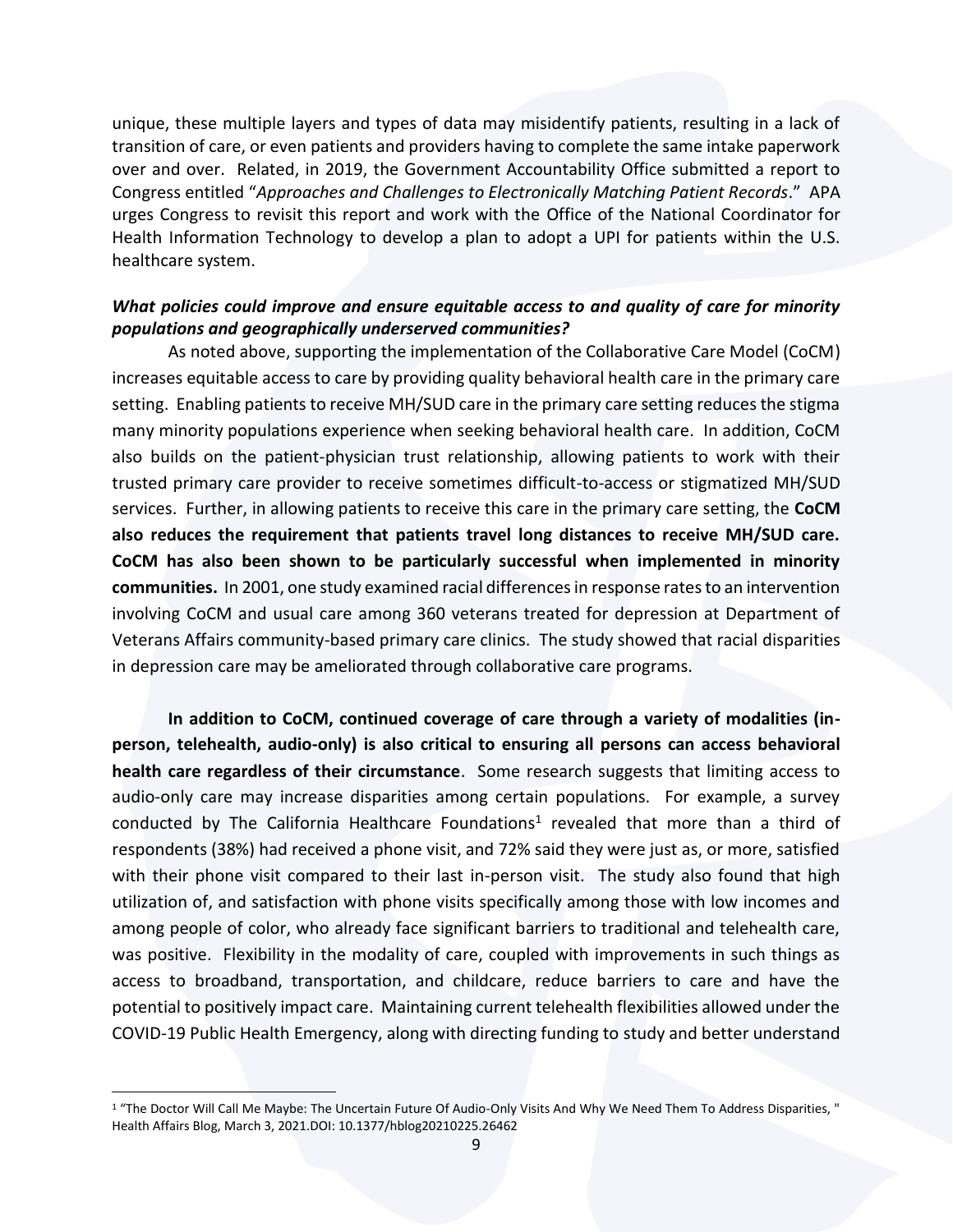unique, these multiple layers and types of data may misidentify patients, resulting in a lack of transition of care, or even patients and providers having to complete the same intake paperwork over and over. Related, in 2019, the Government Accountability Office submitted a report to Congress entitled "*Approaches and Challenges to Electronically Matching Patient Records*." APA urges Congress to revisit this report and work with the Office of the National Coordinator for Health Information Technology to develop a plan to adopt a UPI for patients within the U.S. healthcare system.

***What policies could improve and ensure equitable access to and quality of care for minority populations and geographically underserved communities?***

As noted above, supporting the implementation of the Collaborative Care Model (CoCM) increases equitable access to care by providing quality behavioral health care in the primary care setting. Enabling patients to receive MH/SUD care in the primary care setting reduces the stigma many minority populations experience when seeking behavioral health care. In addition, CoCM also builds on the patient-physician trust relationship, allowing patients to work with their trusted primary care provider to receive sometimes difficult-to-access or stigmatized MH/SUD services. Further, in allowing patients to receive this care in the primary care setting, the **CoCM also reduces the requirement that patients travel long distances to receive MH/SUD care. CoCM has also been shown to be particularly successful when implemented in minority communities.** In 2001, one study examined racial differences in response rates to an intervention involving CoCM and usual care among 360 veterans treated for depression at Department of Veterans Affairs community-based primary care clinics. The study showed that racial disparities in depression care may be ameliorated through collaborative care programs.

**In addition to CoCM, continued coverage of care through a variety of modalities (in-person, telehealth, audio-only) is also critical to ensuring all persons can access behavioral health care regardless of their circumstance**. Some research suggests that limiting access to audio-only care may increase disparities among certain populations. For example, a survey conducted by The California Healthcare Foundations[1] revealed that more than a third of respondents (38%) had received a phone visit, and 72% said they were just as, or more, satisfied with their phone visit compared to their last in-person visit. The study also found that high utilization of, and satisfaction with phone visits specifically among those with low incomes and among people of color, who already face significant barriers to traditional and telehealth care, was positive. Flexibility in the modality of care, coupled with improvements in such things as access to broadband, transportation, and childcare, reduce barriers to care and have the potential to positively impact care. Maintaining current telehealth flexibilities allowed under the COVID-19 Public Health Emergency, along with directing funding to study and better understand

---

[1] "The Doctor Will Call Me Maybe: The Uncertain Future Of Audio-Only Visits And Why We Need Them To Address Disparities, " Health Affairs Blog, March 3, 2021.DOI: 10.1377/hblog20210225.26462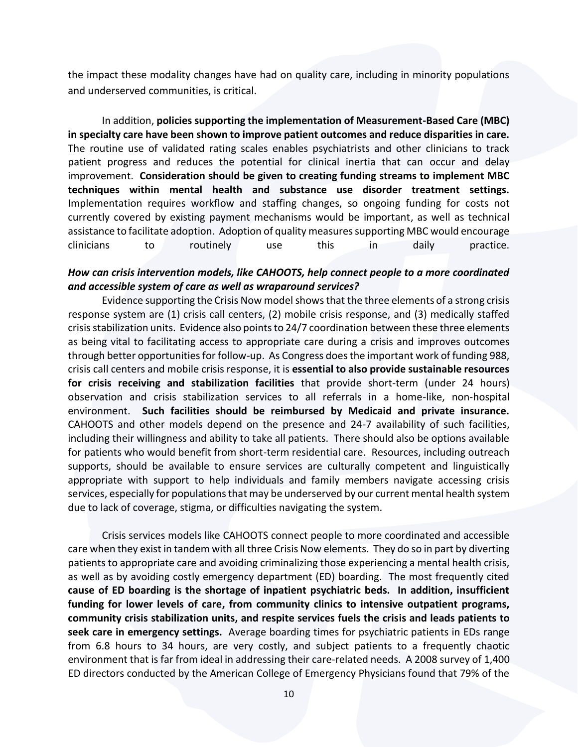the impact these modality changes have had on quality care, including in minority populations and underserved communities, is critical.

In addition, **policies supporting the implementation of Measurement-Based Care (MBC) in specialty care have been shown to improve patient outcomes and reduce disparities in care.** The routine use of validated rating scales enables psychiatrists and other clinicians to track patient progress and reduces the potential for clinical inertia that can occur and delay improvement. **Consideration should be given to creating funding streams to implement MBC techniques within mental health and substance use disorder treatment settings.** Implementation requires workflow and staffing changes, so ongoing funding for costs not currently covered by existing payment mechanisms would be important, as well as technical assistance to facilitate adoption. Adoption of quality measures supporting MBC would encourage clinicians to routinely use this in daily practice.

***How can crisis intervention models, like CAHOOTS, help connect people to a more coordinated and accessible system of care as well as wraparound services?***

Evidence supporting the Crisis Now model shows that the three elements of a strong crisis response system are (1) crisis call centers, (2) mobile crisis response, and (3) medically staffed crisis stabilization units. Evidence also points to 24/7 coordination between these three elements as being vital to facilitating access to appropriate care during a crisis and improves outcomes through better opportunities for follow-up. As Congress does the important work of funding 988, crisis call centers and mobile crisis response, it is **essential to also provide sustainable resources for crisis receiving and stabilization facilities** that provide short-term (under 24 hours) observation and crisis stabilization services to all referrals in a home-like, non-hospital environment. **Such facilities should be reimbursed by Medicaid and private insurance.** CAHOOTS and other models depend on the presence and 24-7 availability of such facilities, including their willingness and ability to take all patients. There should also be options available for patients who would benefit from short-term residential care. Resources, including outreach supports, should be available to ensure services are culturally competent and linguistically appropriate with support to help individuals and family members navigate accessing crisis services, especially for populations that may be underserved by our current mental health system due to lack of coverage, stigma, or difficulties navigating the system.

Crisis services models like CAHOOTS connect people to more coordinated and accessible care when they exist in tandem with all three Crisis Now elements. They do so in part by diverting patients to appropriate care and avoiding criminalizing those experiencing a mental health crisis, as well as by avoiding costly emergency department (ED) boarding. The most frequently cited **cause of ED boarding is the shortage of inpatient psychiatric beds. In addition, insufficient funding for lower levels of care, from community clinics to intensive outpatient programs, community crisis stabilization units, and respite services fuels the crisis and leads patients to seek care in emergency settings.** Average boarding times for psychiatric patients in EDs range from 6.8 hours to 34 hours, are very costly, and subject patients to a frequently chaotic environment that is far from ideal in addressing their care-related needs. A 2008 survey of 1,400 ED directors conducted by the American College of Emergency Physicians found that 79% of the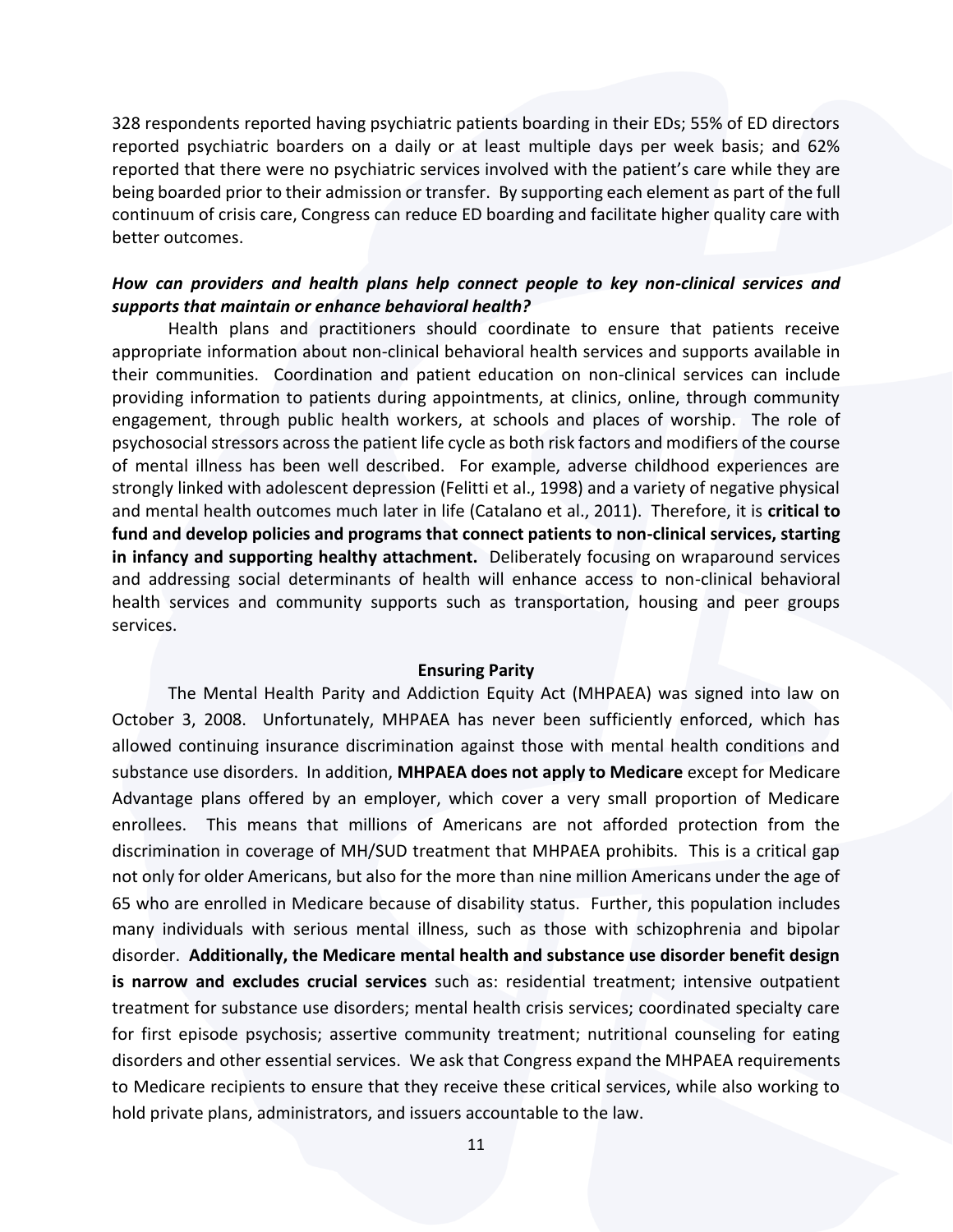328 respondents reported having psychiatric patients boarding in their EDs; 55% of ED directors reported psychiatric boarders on a daily or at least multiple days per week basis; and 62% reported that there were no psychiatric services involved with the patient's care while they are being boarded prior to their admission or transfer. By supporting each element as part of the full continuum of crisis care, Congress can reduce ED boarding and facilitate higher quality care with better outcomes.

***How can providers and health plans help connect people to key non-clinical services and supports that maintain or enhance behavioral health?***

Health plans and practitioners should coordinate to ensure that patients receive appropriate information about non-clinical behavioral health services and supports available in their communities. Coordination and patient education on non-clinical services can include providing information to patients during appointments, at clinics, online, through community engagement, through public health workers, at schools and places of worship. The role of psychosocial stressors across the patient life cycle as both risk factors and modifiers of the course of mental illness has been well described. For example, adverse childhood experiences are strongly linked with adolescent depression (Felitti et al., 1998) and a variety of negative physical and mental health outcomes much later in life (Catalano et al., 2011). Therefore, it is **critical to fund and develop policies and programs that connect patients to non-clinical services, starting in infancy and supporting healthy attachment.** Deliberately focusing on wraparound services and addressing social determinants of health will enhance access to non-clinical behavioral health services and community supports such as transportation, housing and peer groups services.

**Ensuring Parity**

The Mental Health Parity and Addiction Equity Act (MHPAEA) was signed into law on October 3, 2008. Unfortunately, MHPAEA has never been sufficiently enforced, which has allowed continuing insurance discrimination against those with mental health conditions and substance use disorders. In addition, **MHPAEA does not apply to Medicare** except for Medicare Advantage plans offered by an employer, which cover a very small proportion of Medicare enrollees. This means that millions of Americans are not afforded protection from the discrimination in coverage of MH/SUD treatment that MHPAEA prohibits. This is a critical gap not only for older Americans, but also for the more than nine million Americans under the age of 65 who are enrolled in Medicare because of disability status. Further, this population includes many individuals with serious mental illness, such as those with schizophrenia and bipolar disorder. **Additionally, the Medicare mental health and substance use disorder benefit design is narrow and excludes crucial services** such as: residential treatment; intensive outpatient treatment for substance use disorders; mental health crisis services; coordinated specialty care for first episode psychosis; assertive community treatment; nutritional counseling for eating disorders and other essential services. We ask that Congress expand the MHPAEA requirements to Medicare recipients to ensure that they receive these critical services, while also working to hold private plans, administrators, and issuers accountable to the law.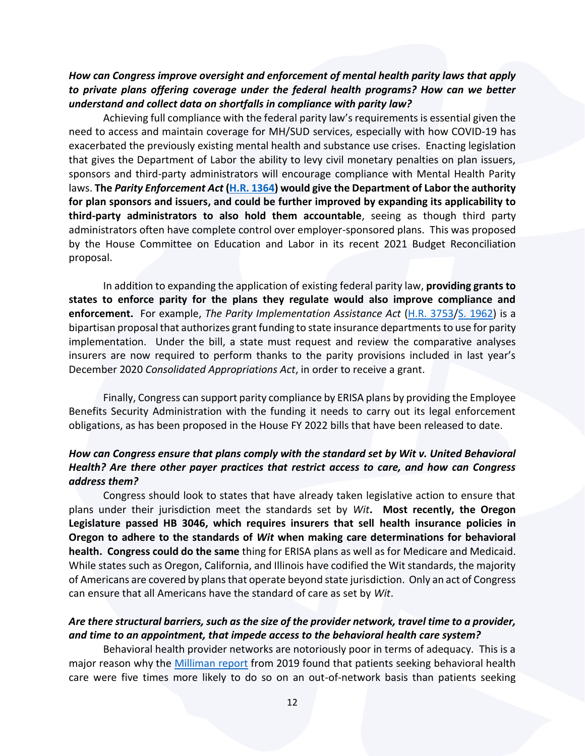***How can Congress improve oversight and enforcement of mental health parity laws that apply to private plans offering coverage under the federal health programs? How can we better understand and collect data on shortfalls in compliance with parity law?***

Achieving full compliance with the federal parity law's requirements is essential given the need to access and maintain coverage for MH/SUD services, especially with how COVID-19 has exacerbated the previously existing mental health and substance use crises. Enacting legislation that gives the Department of Labor the ability to levy civil monetary penalties on plan issuers, sponsors and third-party administrators will encourage compliance with Mental Health Parity laws. **The *Parity Enforcement Act* ([H.R. 1364]) would give the Department of Labor the authority for plan sponsors and issuers, and could be further improved by expanding its applicability to third-party administrators to also hold them accountable**, seeing as though third party administrators often have complete control over employer-sponsored plans. This was proposed by the House Committee on Education and Labor in its recent 2021 Budget Reconciliation proposal.

In addition to expanding the application of existing federal parity law, **providing grants to states to enforce parity for the plans they regulate would also improve compliance and enforcement.** For example, *The Parity Implementation Assistance Act* (H.R. 3753/S. 1962) is a bipartisan proposal that authorizes grant funding to state insurance departments to use for parity implementation. Under the bill, a state must request and review the comparative analyses insurers are now required to perform thanks to the parity provisions included in last year's December 2020 *Consolidated Appropriations Act*, in order to receive a grant.

Finally, Congress can support parity compliance by ERISA plans by providing the Employee Benefits Security Administration with the funding it needs to carry out its legal enforcement obligations, as has been proposed in the House FY 2022 bills that have been released to date.

***How can Congress ensure that plans comply with the standard set by Wit v. United Behavioral Health? Are there other payer practices that restrict access to care, and how can Congress address them?***

Congress should look to states that have already taken legislative action to ensure that plans under their jurisdiction meet the standards set by *Wit*. **Most recently, the Oregon Legislature passed HB 3046, which requires insurers that sell health insurance policies in Oregon to adhere to the standards of *Wit* when making care determinations for behavioral health. Congress could do the same** thing for ERISA plans as well as for Medicare and Medicaid. While states such as Oregon, California, and Illinois have codified the Wit standards, the majority of Americans are covered by plans that operate beyond state jurisdiction. Only an act of Congress can ensure that all Americans have the standard of care as set by *Wit*.

***Are there structural barriers, such as the size of the provider network, travel time to a provider, and time to an appointment, that impede access to the behavioral health care system?***

Behavioral health provider networks are notoriously poor in terms of adequacy. This is a major reason why the Milliman report from 2019 found that patients seeking behavioral health care were five times more likely to do so on an out-of-network basis than patients seeking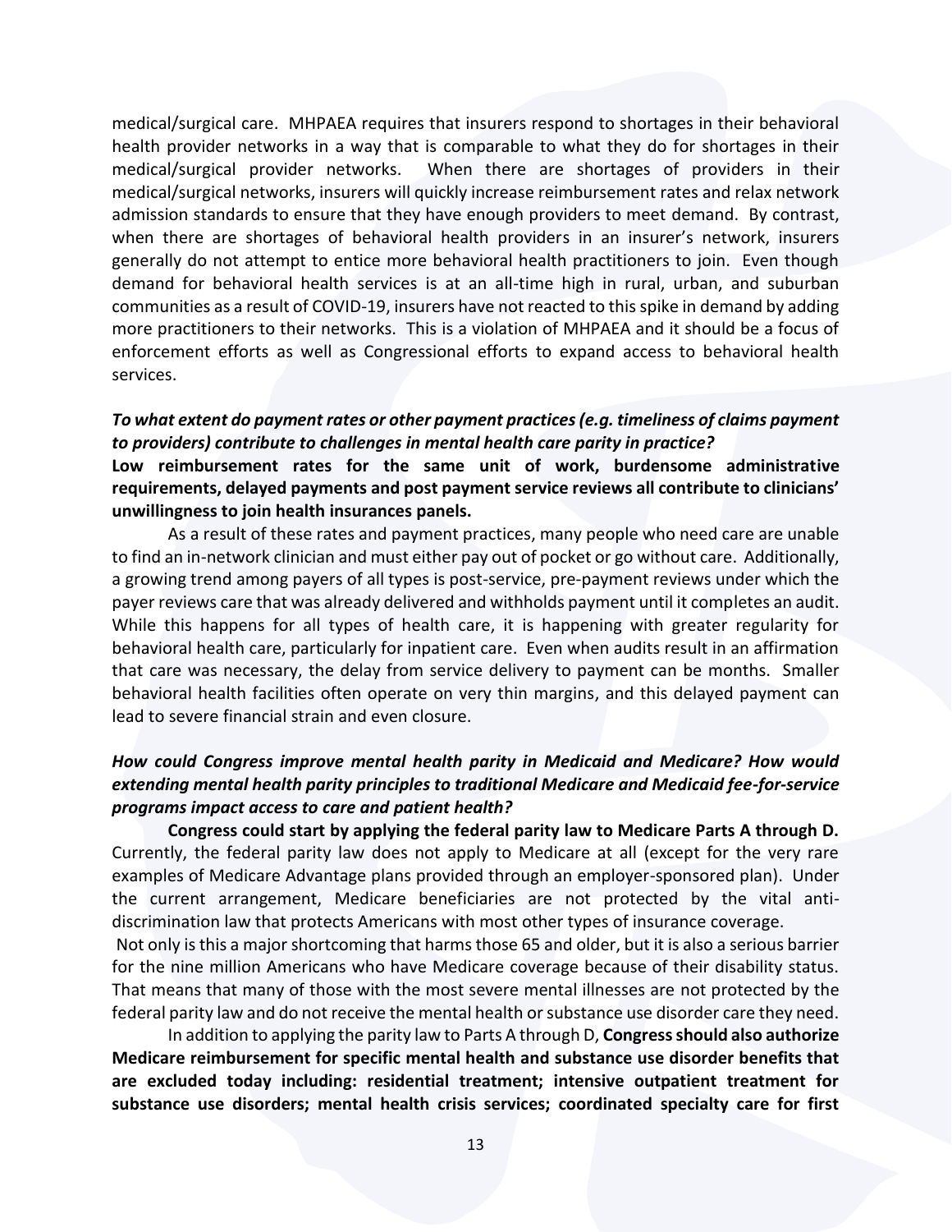medical/surgical care. MHPAEA requires that insurers respond to shortages in their behavioral health provider networks in a way that is comparable to what they do for shortages in their medical/surgical provider networks. When there are shortages of providers in their medical/surgical networks, insurers will quickly increase reimbursement rates and relax network admission standards to ensure that they have enough providers to meet demand. By contrast, when there are shortages of behavioral health providers in an insurer's network, insurers generally do not attempt to entice more behavioral health practitioners to join. Even though demand for behavioral health services is at an all-time high in rural, urban, and suburban communities as a result of COVID-19, insurers have not reacted to this spike in demand by adding more practitioners to their networks. This is a violation of MHPAEA and it should be a focus of enforcement efforts as well as Congressional efforts to expand access to behavioral health services.

***To what extent do payment rates or other payment practices (e.g. timeliness of claims payment to providers) contribute to challenges in mental health care parity in practice?***

**Low reimbursement rates for the same unit of work, burdensome administrative requirements, delayed payments and post payment service reviews all contribute to clinicians' unwillingness to join health insurances panels.**

As a result of these rates and payment practices, many people who need care are unable to find an in-network clinician and must either pay out of pocket or go without care. Additionally, a growing trend among payers of all types is post-service, pre-payment reviews under which the payer reviews care that was already delivered and withholds payment until it completes an audit. While this happens for all types of health care, it is happening with greater regularity for behavioral health care, particularly for inpatient care. Even when audits result in an affirmation that care was necessary, the delay from service delivery to payment can be months. Smaller behavioral health facilities often operate on very thin margins, and this delayed payment can lead to severe financial strain and even closure.

***How could Congress improve mental health parity in Medicaid and Medicare? How would extending mental health parity principles to traditional Medicare and Medicaid fee-for-service programs impact access to care and patient health?***

**Congress could start by applying the federal parity law to Medicare Parts A through D.** Currently, the federal parity law does not apply to Medicare at all (except for the very rare examples of Medicare Advantage plans provided through an employer-sponsored plan). Under the current arrangement, Medicare beneficiaries are not protected by the vital anti-discrimination law that protects Americans with most other types of insurance coverage.

Not only is this a major shortcoming that harms those 65 and older, but it is also a serious barrier for the nine million Americans who have Medicare coverage because of their disability status. That means that many of those with the most severe mental illnesses are not protected by the federal parity law and do not receive the mental health or substance use disorder care they need.

In addition to applying the parity law to Parts A through D, **Congress should also authorize Medicare reimbursement for specific mental health and substance use disorder benefits that are excluded today including: residential treatment; intensive outpatient treatment for substance use disorders; mental health crisis services; coordinated specialty care for first**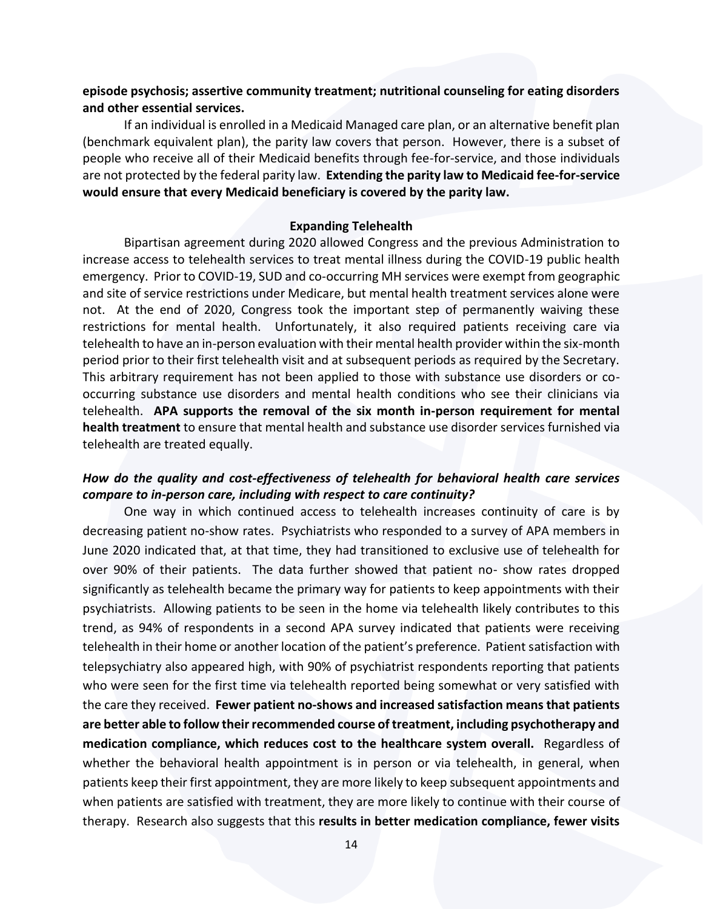**episode psychosis; assertive community treatment; nutritional counseling for eating disorders and other essential services.**

If an individual is enrolled in a Medicaid Managed care plan, or an alternative benefit plan (benchmark equivalent plan), the parity law covers that person. However, there is a subset of people who receive all of their Medicaid benefits through fee-for-service, and those individuals are not protected by the federal parity law. **Extending the parity law to Medicaid fee-for-service would ensure that every Medicaid beneficiary is covered by the parity law.**

**Expanding Telehealth**

Bipartisan agreement during 2020 allowed Congress and the previous Administration to increase access to telehealth services to treat mental illness during the COVID-19 public health emergency. Prior to COVID-19, SUD and co-occurring MH services were exempt from geographic and site of service restrictions under Medicare, but mental health treatment services alone were not. At the end of 2020, Congress took the important step of permanently waiving these restrictions for mental health. Unfortunately, it also required patients receiving care via telehealth to have an in-person evaluation with their mental health provider within the six-month period prior to their first telehealth visit and at subsequent periods as required by the Secretary. This arbitrary requirement has not been applied to those with substance use disorders or co-occurring substance use disorders and mental health conditions who see their clinicians via telehealth. **APA supports the removal of the six month in-person requirement for mental health treatment** to ensure that mental health and substance use disorder services furnished via telehealth are treated equally.

***How do the quality and cost-effectiveness of telehealth for behavioral health care services compare to in-person care, including with respect to care continuity?***

One way in which continued access to telehealth increases continuity of care is by decreasing patient no-show rates. Psychiatrists who responded to a survey of APA members in June 2020 indicated that, at that time, they had transitioned to exclusive use of telehealth for over 90% of their patients. The data further showed that patient no- show rates dropped significantly as telehealth became the primary way for patients to keep appointments with their psychiatrists. Allowing patients to be seen in the home via telehealth likely contributes to this trend, as 94% of respondents in a second APA survey indicated that patients were receiving telehealth in their home or another location of the patient's preference. Patient satisfaction with telepsychiatry also appeared high, with 90% of psychiatrist respondents reporting that patients who were seen for the first time via telehealth reported being somewhat or very satisfied with the care they received. **Fewer patient no-shows and increased satisfaction means that patients are better able to follow their recommended course of treatment, including psychotherapy and medication compliance, which reduces cost to the healthcare system overall.** Regardless of whether the behavioral health appointment is in person or via telehealth, in general, when patients keep their first appointment, they are more likely to keep subsequent appointments and when patients are satisfied with treatment, they are more likely to continue with their course of therapy. Research also suggests that this **results in better medication compliance, fewer visits**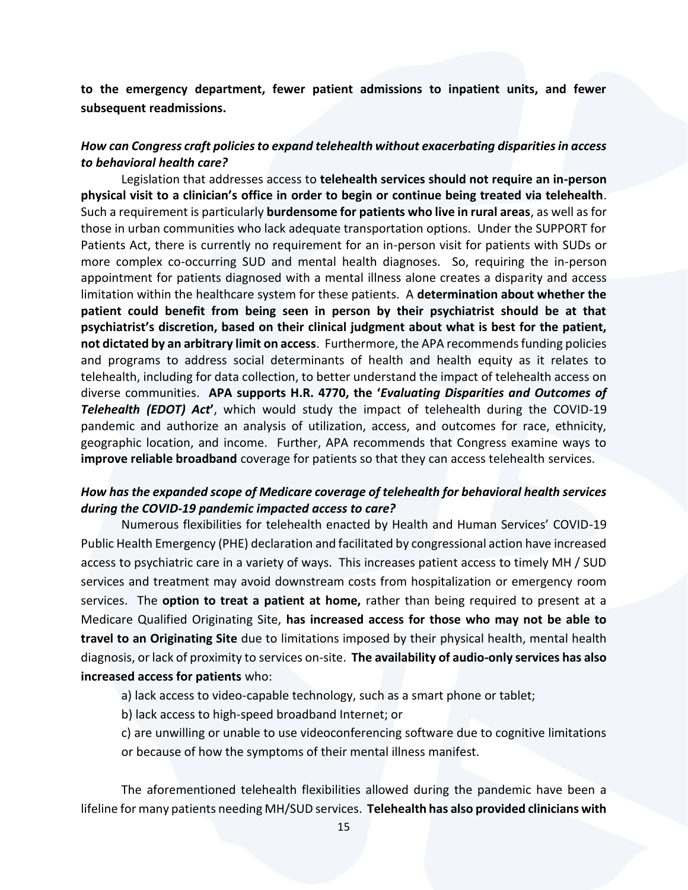**to the emergency department, fewer patient admissions to inpatient units, and fewer subsequent readmissions.**

***How can Congress craft policies to expand telehealth without exacerbating disparities in access to behavioral health care?***

Legislation that addresses access to **telehealth services should not require an in-person physical visit to a clinician's office in order to begin or continue being treated via telehealth**. Such a requirement is particularly **burdensome for patients who live in rural areas**, as well as for those in urban communities who lack adequate transportation options. Under the SUPPORT for Patients Act, there is currently no requirement for an in-person visit for patients with SUDs or more complex co-occurring SUD and mental health diagnoses. So, requiring the in-person appointment for patients diagnosed with a mental illness alone creates a disparity and access limitation within the healthcare system for these patients. A **determination about whether the patient could benefit from being seen in person by their psychiatrist should be at that psychiatrist's discretion, based on their clinical judgment about what is best for the patient, not dictated by an arbitrary limit on access**. Furthermore, the APA recommends funding policies and programs to address social determinants of health and health equity as it relates to telehealth, including for data collection, to better understand the impact of telehealth access on diverse communities. **APA supports H.R. 4770, the '*Evaluating Disparities and Outcomes of Telehealth (EDOT) Act*'**, which would study the impact of telehealth during the COVID-19 pandemic and authorize an analysis of utilization, access, and outcomes for race, ethnicity, geographic location, and income. Further, APA recommends that Congress examine ways to **improve reliable broadband** coverage for patients so that they can access telehealth services.

***How has the expanded scope of Medicare coverage of telehealth for behavioral health services during the COVID-19 pandemic impacted access to care?***

Numerous flexibilities for telehealth enacted by Health and Human Services' COVID-19 Public Health Emergency (PHE) declaration and facilitated by congressional action have increased access to psychiatric care in a variety of ways. This increases patient access to timely MH / SUD services and treatment may avoid downstream costs from hospitalization or emergency room services. The **option to treat a patient at home,** rather than being required to present at a Medicare Qualified Originating Site, **has increased access for those who may not be able to travel to an Originating Site** due to limitations imposed by their physical health, mental health diagnosis, or lack of proximity to services on-site. **The availability of audio-only services has also increased access for patients** who:

a) lack access to video-capable technology, such as a smart phone or tablet;

b) lack access to high-speed broadband Internet; or

c) are unwilling or unable to use videoconferencing software due to cognitive limitations or because of how the symptoms of their mental illness manifest.

The aforementioned telehealth flexibilities allowed during the pandemic have been a lifeline for many patients needing MH/SUD services. **Telehealth has also provided clinicians with**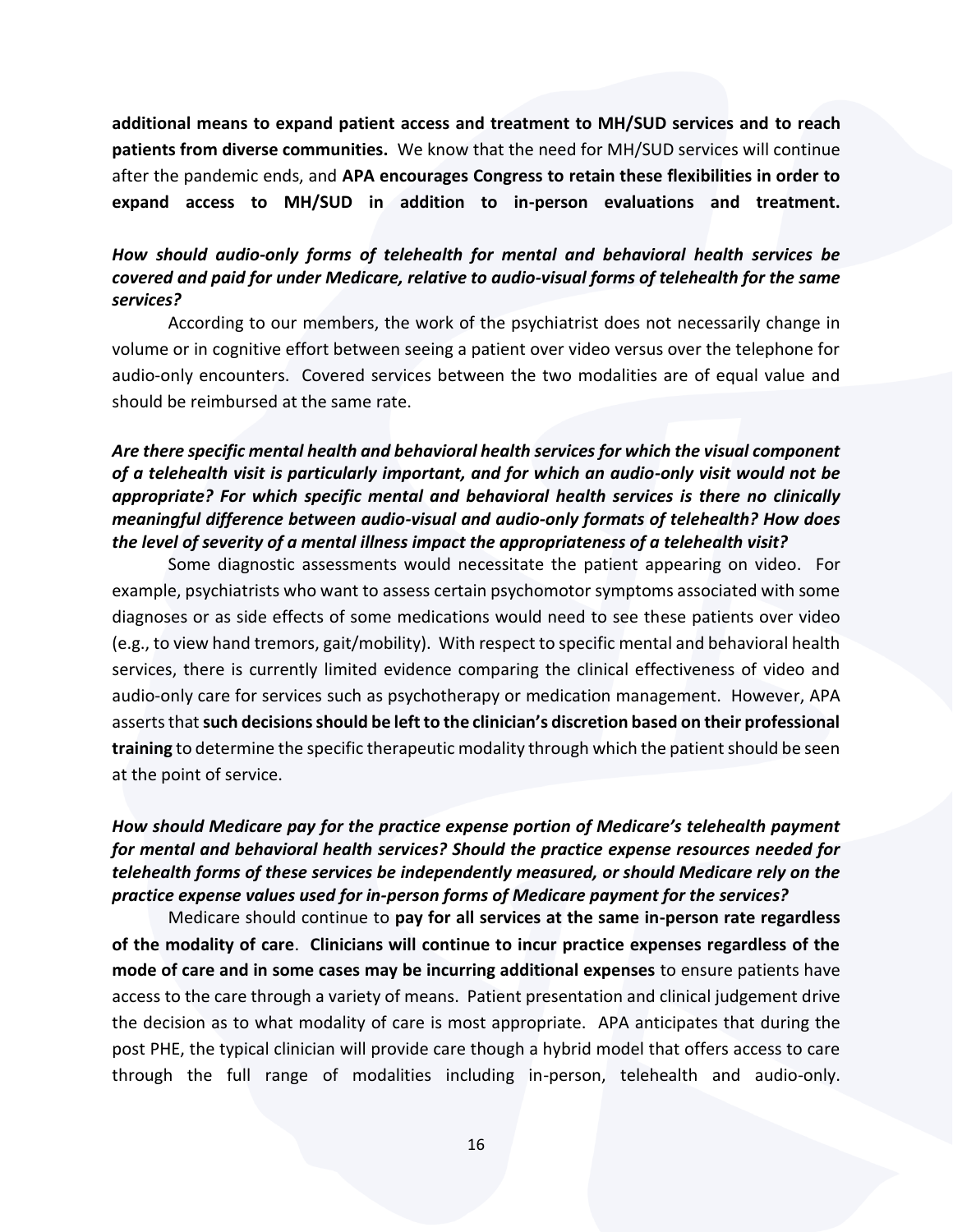**additional means to expand patient access and treatment to MH/SUD services and to reach patients from diverse communities.** We know that the need for MH/SUD services will continue after the pandemic ends, and **APA encourages Congress to retain these flexibilities in order to expand access to MH/SUD in addition to in-person evaluations and treatment.**

***How should audio-only forms of telehealth for mental and behavioral health services be covered and paid for under Medicare, relative to audio-visual forms of telehealth for the same services?***

According to our members, the work of the psychiatrist does not necessarily change in volume or in cognitive effort between seeing a patient over video versus over the telephone for audio-only encounters. Covered services between the two modalities are of equal value and should be reimbursed at the same rate.

***Are there specific mental health and behavioral health services for which the visual component of a telehealth visit is particularly important, and for which an audio-only visit would not be appropriate? For which specific mental and behavioral health services is there no clinically meaningful difference between audio-visual and audio-only formats of telehealth? How does the level of severity of a mental illness impact the appropriateness of a telehealth visit?***

Some diagnostic assessments would necessitate the patient appearing on video. For example, psychiatrists who want to assess certain psychomotor symptoms associated with some diagnoses or as side effects of some medications would need to see these patients over video (e.g., to view hand tremors, gait/mobility). With respect to specific mental and behavioral health services, there is currently limited evidence comparing the clinical effectiveness of video and audio-only care for services such as psychotherapy or medication management. However, APA asserts that **such decisions should be left to the clinician's discretion based on their professional training** to determine the specific therapeutic modality through which the patient should be seen at the point of service.

***How should Medicare pay for the practice expense portion of Medicare's telehealth payment for mental and behavioral health services? Should the practice expense resources needed for telehealth forms of these services be independently measured, or should Medicare rely on the practice expense values used for in-person forms of Medicare payment for the services?***

Medicare should continue to **pay for all services at the same in-person rate regardless of the modality of care**. **Clinicians will continue to incur practice expenses regardless of the mode of care and in some cases may be incurring additional expenses** to ensure patients have access to the care through a variety of means. Patient presentation and clinical judgement drive the decision as to what modality of care is most appropriate. APA anticipates that during the post PHE, the typical clinician will provide care though a hybrid model that offers access to care through the full range of modalities including in-person, telehealth and audio-only.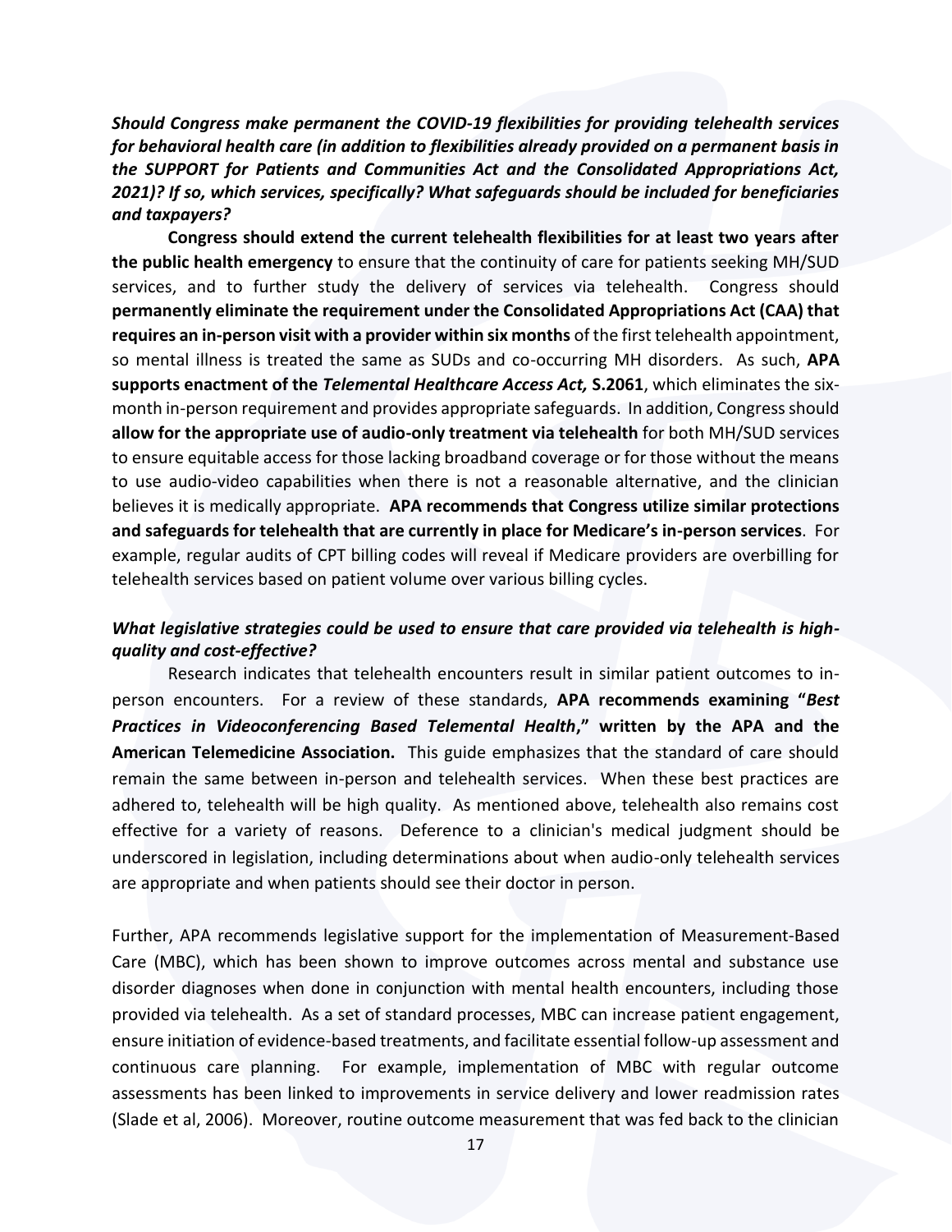***Should Congress make permanent the COVID-19 flexibilities for providing telehealth services for behavioral health care (in addition to flexibilities already provided on a permanent basis in the SUPPORT for Patients and Communities Act and the Consolidated Appropriations Act, 2021)? If so, which services, specifically? What safeguards should be included for beneficiaries and taxpayers?***

**Congress should extend the current telehealth flexibilities for at least two years after the public health emergency** to ensure that the continuity of care for patients seeking MH/SUD services, and to further study the delivery of services via telehealth. Congress should **permanently eliminate the requirement under the Consolidated Appropriations Act (CAA) that requires an in-person visit with a provider within six months** of the first telehealth appointment, so mental illness is treated the same as SUDs and co-occurring MH disorders. As such, **APA supports enactment of the *Telemental Healthcare Access Act,* S.2061**, which eliminates the six-month in-person requirement and provides appropriate safeguards. In addition, Congress should **allow for the appropriate use of audio-only treatment via telehealth** for both MH/SUD services to ensure equitable access for those lacking broadband coverage or for those without the means to use audio-video capabilities when there is not a reasonable alternative, and the clinician believes it is medically appropriate. **APA recommends that Congress utilize similar protections and safeguards for telehealth that are currently in place for Medicare's in-person services**. For example, regular audits of CPT billing codes will reveal if Medicare providers are overbilling for telehealth services based on patient volume over various billing cycles.

***What legislative strategies could be used to ensure that care provided via telehealth is high-quality and cost-effective?***

Research indicates that telehealth encounters result in similar patient outcomes to in-person encounters. For a review of these standards, **APA recommends examining "*Best Practices in Videoconferencing Based Telemental Health*," written by the APA and the American Telemedicine Association.** This guide emphasizes that the standard of care should remain the same between in-person and telehealth services. When these best practices are adhered to, telehealth will be high quality. As mentioned above, telehealth also remains cost effective for a variety of reasons. Deference to a clinician's medical judgment should be underscored in legislation, including determinations about when audio-only telehealth services are appropriate and when patients should see their doctor in person.

Further, APA recommends legislative support for the implementation of Measurement-Based Care (MBC), which has been shown to improve outcomes across mental and substance use disorder diagnoses when done in conjunction with mental health encounters, including those provided via telehealth. As a set of standard processes, MBC can increase patient engagement, ensure initiation of evidence-based treatments, and facilitate essential follow-up assessment and continuous care planning. For example, implementation of MBC with regular outcome assessments has been linked to improvements in service delivery and lower readmission rates (Slade et al, 2006). Moreover, routine outcome measurement that was fed back to the clinician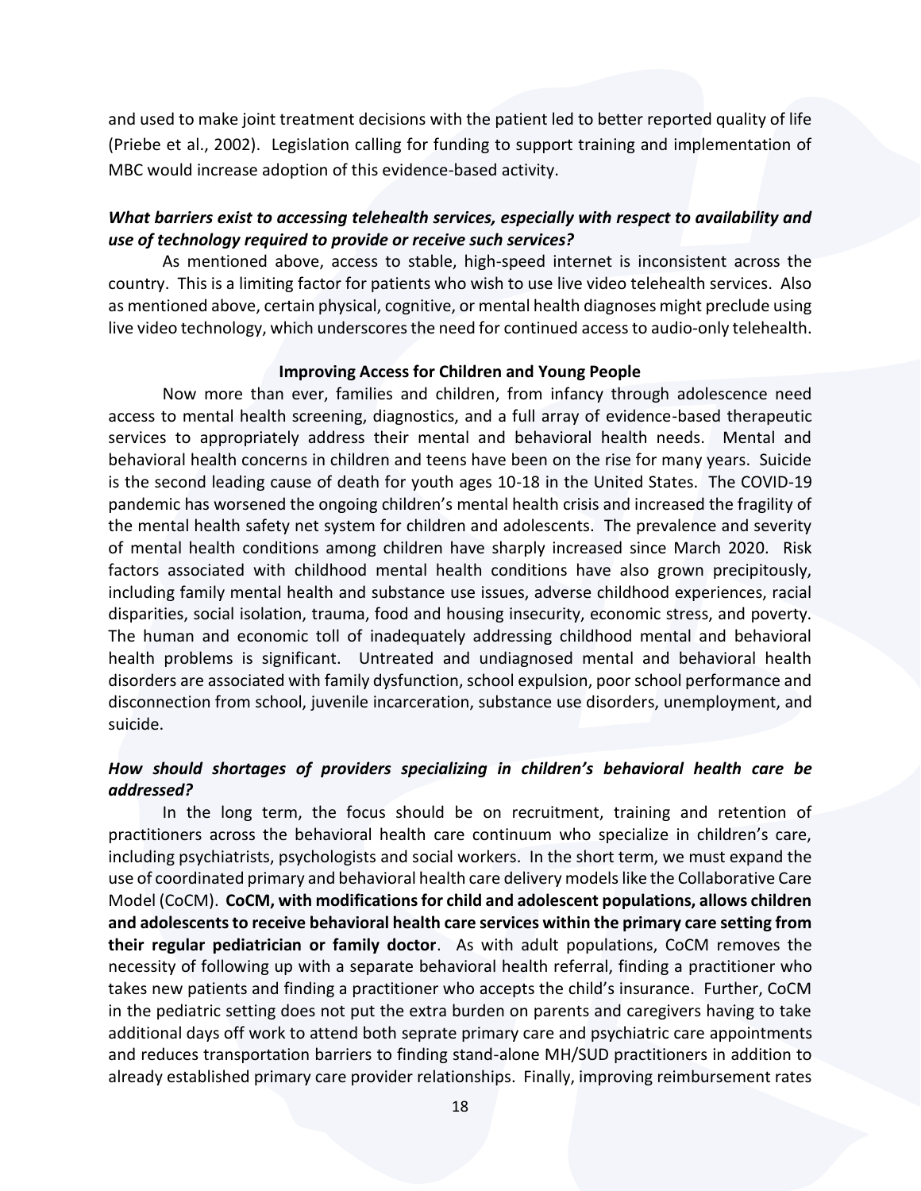and used to make joint treatment decisions with the patient led to better reported quality of life (Priebe et al., 2002). Legislation calling for funding to support training and implementation of MBC would increase adoption of this evidence-based activity.

***What barriers exist to accessing telehealth services, especially with respect to availability and use of technology required to provide or receive such services?***

As mentioned above, access to stable, high-speed internet is inconsistent across the country. This is a limiting factor for patients who wish to use live video telehealth services. Also as mentioned above, certain physical, cognitive, or mental health diagnoses might preclude using live video technology, which underscores the need for continued access to audio-only telehealth.

**Improving Access for Children and Young People**

Now more than ever, families and children, from infancy through adolescence need access to mental health screening, diagnostics, and a full array of evidence-based therapeutic services to appropriately address their mental and behavioral health needs. Mental and behavioral health concerns in children and teens have been on the rise for many years. Suicide is the second leading cause of death for youth ages 10-18 in the United States. The COVID-19 pandemic has worsened the ongoing children's mental health crisis and increased the fragility of the mental health safety net system for children and adolescents. The prevalence and severity of mental health conditions among children have sharply increased since March 2020. Risk factors associated with childhood mental health conditions have also grown precipitously, including family mental health and substance use issues, adverse childhood experiences, racial disparities, social isolation, trauma, food and housing insecurity, economic stress, and poverty. The human and economic toll of inadequately addressing childhood mental and behavioral health problems is significant. Untreated and undiagnosed mental and behavioral health disorders are associated with family dysfunction, school expulsion, poor school performance and disconnection from school, juvenile incarceration, substance use disorders, unemployment, and suicide.

***How should shortages of providers specializing in children's behavioral health care be addressed?***

In the long term, the focus should be on recruitment, training and retention of practitioners across the behavioral health care continuum who specialize in children's care, including psychiatrists, psychologists and social workers. In the short term, we must expand the use of coordinated primary and behavioral health care delivery models like the Collaborative Care Model (CoCM). **CoCM, with modifications for child and adolescent populations, allows children and adolescents to receive behavioral health care services within the primary care setting from their regular pediatrician or family doctor**. As with adult populations, CoCM removes the necessity of following up with a separate behavioral health referral, finding a practitioner who takes new patients and finding a practitioner who accepts the child's insurance. Further, CoCM in the pediatric setting does not put the extra burden on parents and caregivers having to take additional days off work to attend both seprate primary care and psychiatric care appointments and reduces transportation barriers to finding stand-alone MH/SUD practitioners in addition to already established primary care provider relationships. Finally, improving reimbursement rates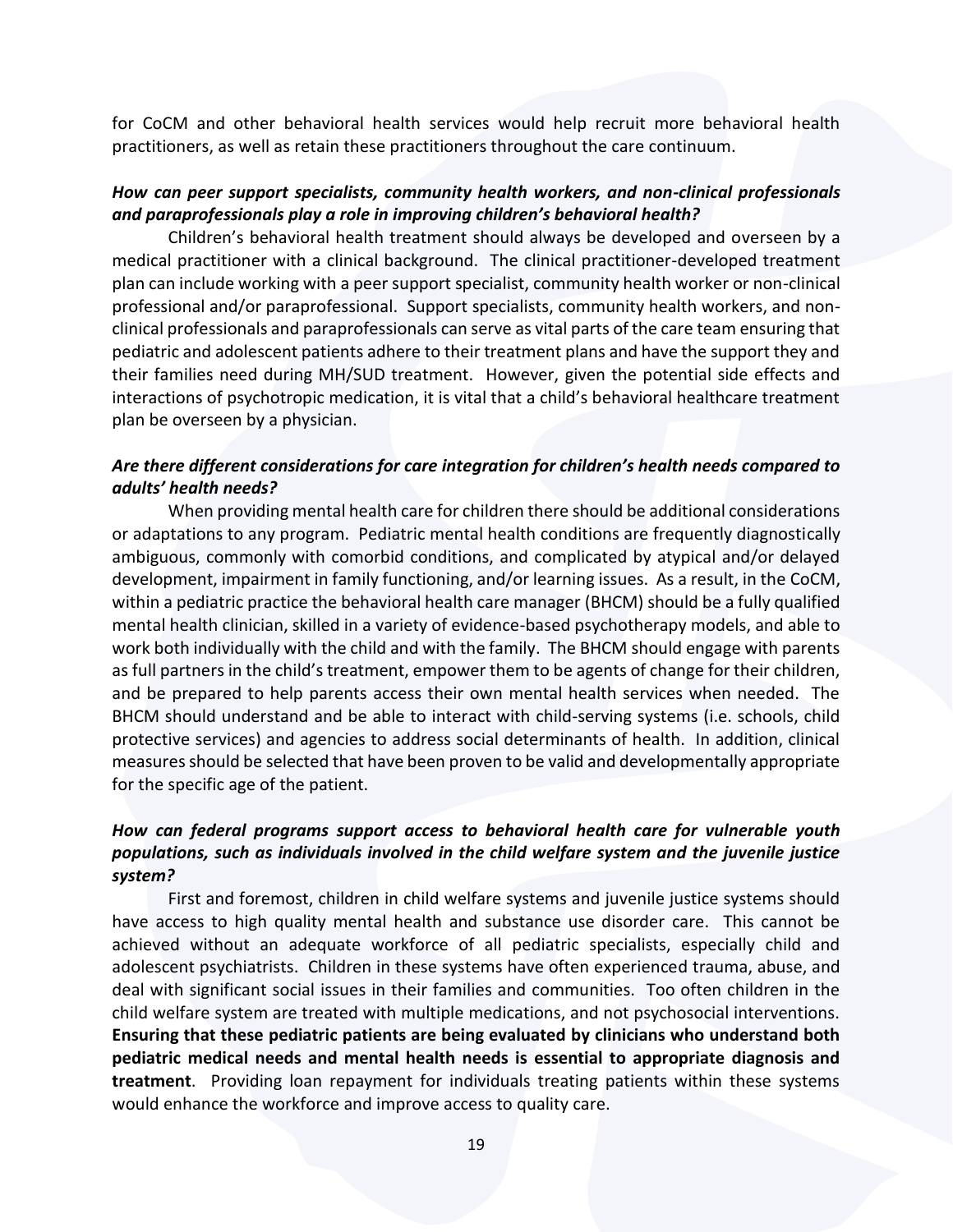for CoCM and other behavioral health services would help recruit more behavioral health practitioners, as well as retain these practitioners throughout the care continuum.

***How can peer support specialists, community health workers, and non-clinical professionals and paraprofessionals play a role in improving children's behavioral health?***

Children's behavioral health treatment should always be developed and overseen by a medical practitioner with a clinical background. The clinical practitioner-developed treatment plan can include working with a peer support specialist, community health worker or non-clinical professional and/or paraprofessional. Support specialists, community health workers, and non-clinical professionals and paraprofessionals can serve as vital parts of the care team ensuring that pediatric and adolescent patients adhere to their treatment plans and have the support they and their families need during MH/SUD treatment. However, given the potential side effects and interactions of psychotropic medication, it is vital that a child's behavioral healthcare treatment plan be overseen by a physician.

***Are there different considerations for care integration for children's health needs compared to adults' health needs?***

When providing mental health care for children there should be additional considerations or adaptations to any program. Pediatric mental health conditions are frequently diagnostically ambiguous, commonly with comorbid conditions, and complicated by atypical and/or delayed development, impairment in family functioning, and/or learning issues. As a result, in the CoCM, within a pediatric practice the behavioral health care manager (BHCM) should be a fully qualified mental health clinician, skilled in a variety of evidence-based psychotherapy models, and able to work both individually with the child and with the family. The BHCM should engage with parents as full partners in the child's treatment, empower them to be agents of change for their children, and be prepared to help parents access their own mental health services when needed. The BHCM should understand and be able to interact with child-serving systems (i.e. schools, child protective services) and agencies to address social determinants of health. In addition, clinical measures should be selected that have been proven to be valid and developmentally appropriate for the specific age of the patient.

***How can federal programs support access to behavioral health care for vulnerable youth populations, such as individuals involved in the child welfare system and the juvenile justice system?***

First and foremost, children in child welfare systems and juvenile justice systems should have access to high quality mental health and substance use disorder care. This cannot be achieved without an adequate workforce of all pediatric specialists, especially child and adolescent psychiatrists. Children in these systems have often experienced trauma, abuse, and deal with significant social issues in their families and communities. Too often children in the child welfare system are treated with multiple medications, and not psychosocial interventions. **Ensuring that these pediatric patients are being evaluated by clinicians who understand both pediatric medical needs and mental health needs is essential to appropriate diagnosis and treatment**. Providing loan repayment for individuals treating patients within these systems would enhance the workforce and improve access to quality care.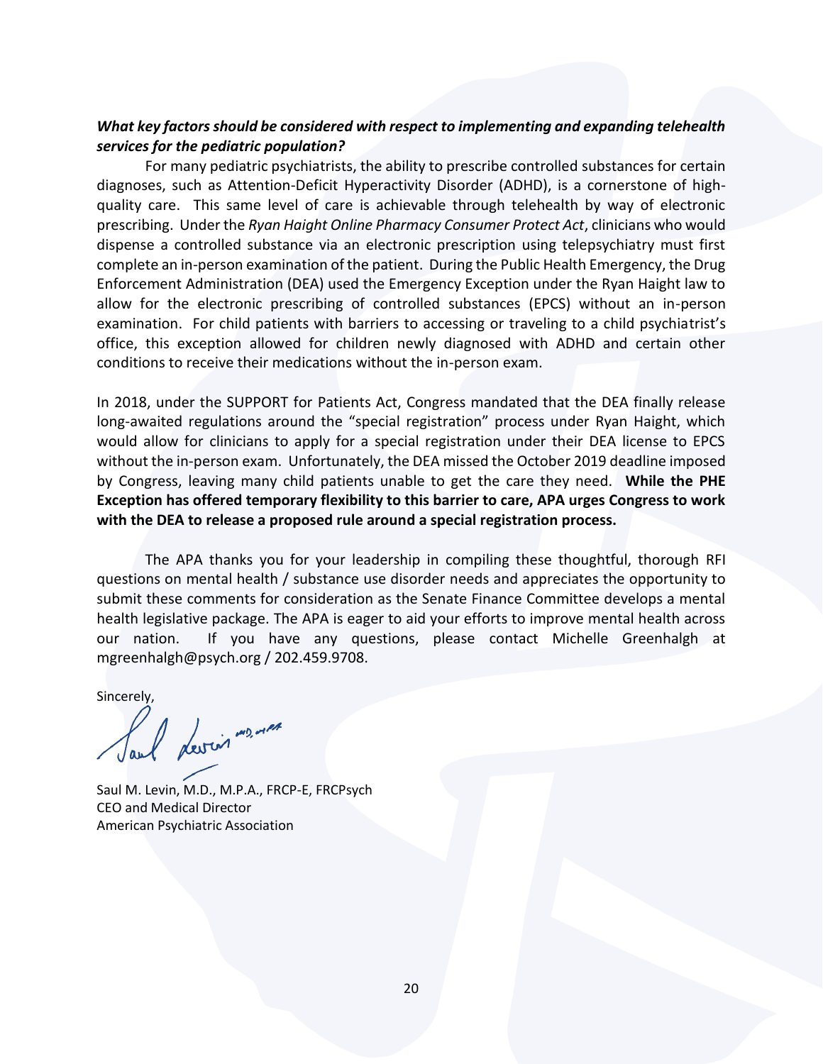***What key factors should be considered with respect to implementing and expanding telehealth services for the pediatric population?***

For many pediatric psychiatrists, the ability to prescribe controlled substances for certain diagnoses, such as Attention-Deficit Hyperactivity Disorder (ADHD), is a cornerstone of high-quality care. This same level of care is achievable through telehealth by way of electronic prescribing. Under the *Ryan Haight Online Pharmacy Consumer Protect Act*, clinicians who would dispense a controlled substance via an electronic prescription using telepsychiatry must first complete an in-person examination of the patient. During the Public Health Emergency, the Drug Enforcement Administration (DEA) used the Emergency Exception under the Ryan Haight law to allow for the electronic prescribing of controlled substances (EPCS) without an in-person examination. For child patients with barriers to accessing or traveling to a child psychiatrist's office, this exception allowed for children newly diagnosed with ADHD and certain other conditions to receive their medications without the in-person exam.

In 2018, under the SUPPORT for Patients Act, Congress mandated that the DEA finally release long-awaited regulations around the "special registration" process under Ryan Haight, which would allow for clinicians to apply for a special registration under their DEA license to EPCS without the in-person exam. Unfortunately, the DEA missed the October 2019 deadline imposed by Congress, leaving many child patients unable to get the care they need. **While the PHE Exception has offered temporary flexibility to this barrier to care, APA urges Congress to work with the DEA to release a proposed rule around a special registration process.**

The APA thanks you for your leadership in compiling these thoughtful, thorough RFI questions on mental health / substance use disorder needs and appreciates the opportunity to submit these comments for consideration as the Senate Finance Committee develops a mental health legislative package. The APA is eager to aid your efforts to improve mental health across our nation. If you have any questions, please contact Michelle Greenhalgh at mgreenhalgh@psych.org / 202.459.9708.

Sincerely,

Saul M. Levin, M.D., M.P.A., FRCP-E, FRCPsych
CEO and Medical Director
American Psychiatric Association